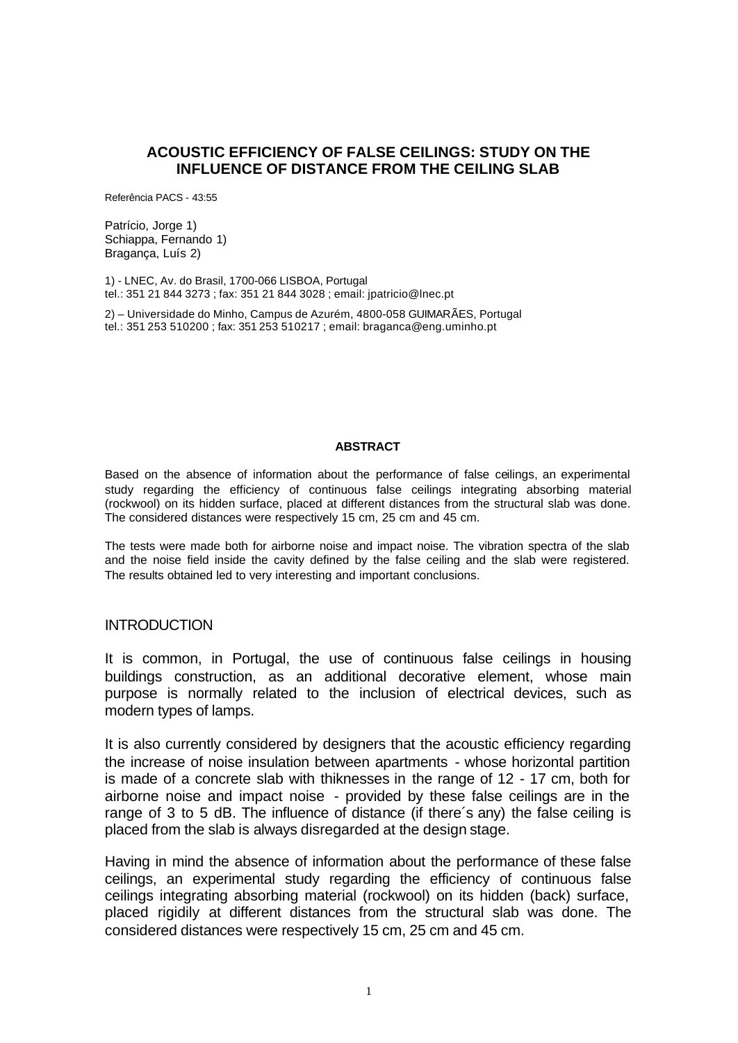# ACOUSTIC EFFICIENCY OF FALSE CEILINGS: STUDY ON THE INFLUENCE OF DISTANCE FROM THE CEILING SLAB

Referência PACS - 43:55

Patrício, Jorge 1)
Schiappa, Fernando 1)
Bragança, Luís 2)

1) - LNEC, Av. do Brasil, 1700-066 LISBOA, Portugal
tel.: 351 21 844 3273 ; fax: 351 21 844 3028 ; email: jpatricio@lnec.pt

2) – Universidade do Minho, Campus de Azurém, 4800-058 GUIMARÃES, Portugal
tel.: 351 253 510200 ; fax: 351 253 510217 ; email: braganca@eng.uminho.pt

## ABSTRACT

Based on the absence of information about the performance of false ceilings, an experimental study regarding the efficiency of continuous false ceilings integrating absorbing material (rockwool) on its hidden surface, placed at different distances from the structural slab was done. The considered distances were respectively 15 cm, 25 cm and 45 cm.

The tests were made both for airborne noise and impact noise. The vibration spectra of the slab and the noise field inside the cavity defined by the false ceiling and the slab were registered. The results obtained led to very interesting and important conclusions.

## INTRODUCTION

It is common, in Portugal, the use of continuous false ceilings in housing buildings construction, as an additional decorative element, whose main purpose is normally related to the inclusion of electrical devices, such as modern types of lamps.

It is also currently considered by designers that the acoustic efficiency regarding the increase of noise insulation between apartments - whose horizontal partition is made of a concrete slab with thiknesses in the range of 12 - 17 cm, both for airborne noise and impact noise - provided by these false ceilings are in the range of 3 to 5 dB. The influence of distance (if there´s any) the false ceiling is placed from the slab is always disregarded at the design stage.

Having in mind the absence of information about the performance of these false ceilings, an experimental study regarding the efficiency of continuous false ceilings integrating absorbing material (rockwool) on its hidden (back) surface, placed rigidily at different distances from the structural slab was done. The considered distances were respectively 15 cm, 25 cm and 45 cm.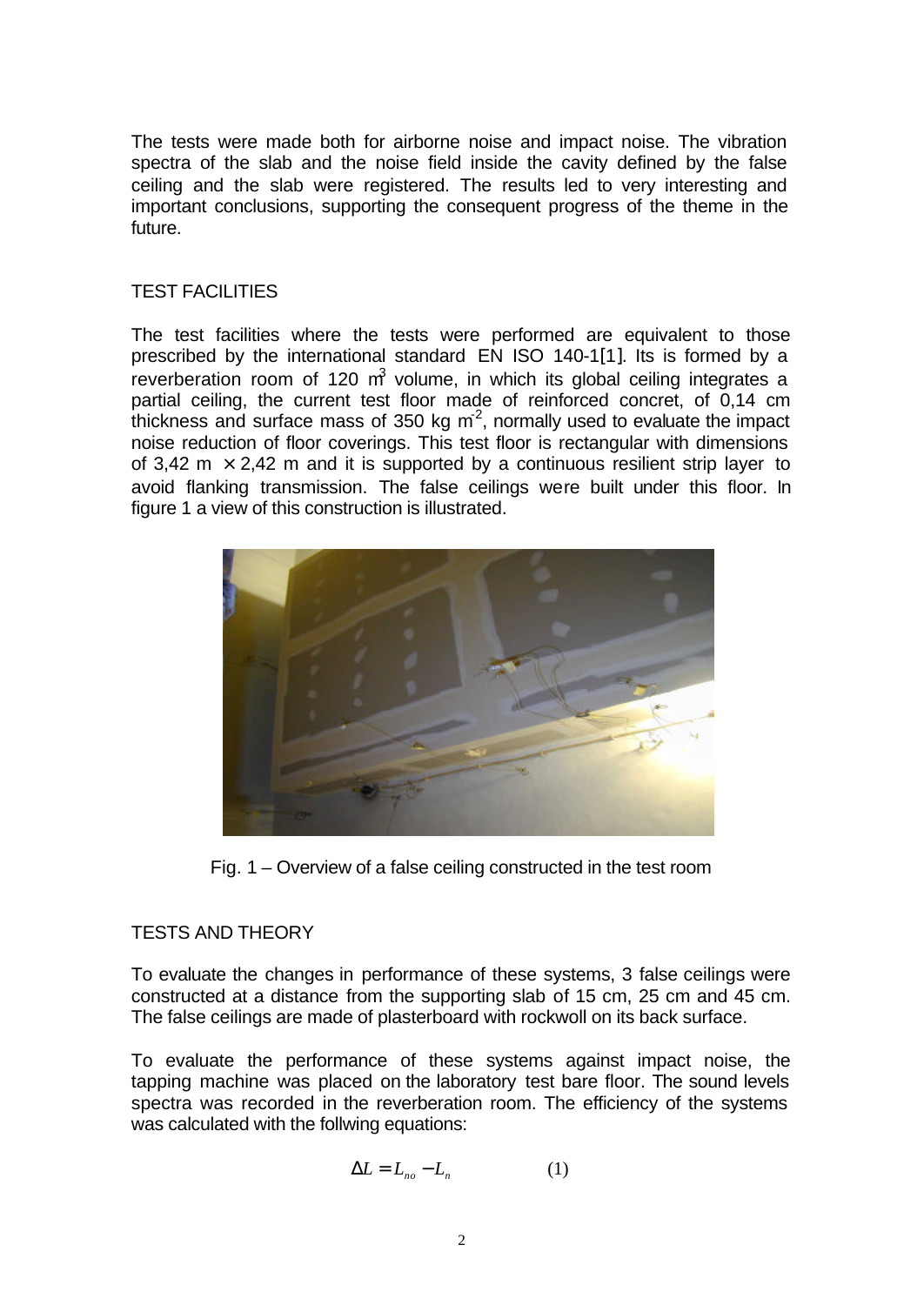The tests were made both for airborne noise and impact noise. The vibration spectra of the slab and the noise field inside the cavity defined by the false ceiling and the slab were registered. The results led to very interesting and important conclusions, supporting the consequent progress of the theme in the future.

## TEST FACILITIES

The test facilities where the tests were performed are equivalent to those prescribed by the international standard EN ISO 140-1[1]. Its is formed by a reverberation room of 120 $m^3$ volume, in which its global ceiling integrates a partial ceiling, the current test floor made of reinforced concrete, of 0,14 cm thickness and surface mass of 350 kg $m^{-2}$, normally used to evaluate the impact noise reduction of floor coverings. This test floor is rectangular with dimensions of 3,42 m × 2,42 m and it is supported by a continuous resilient strip layer to avoid flanking transmission. The false ceilings were built under this floor. In figure 1 a view of this construction is illustrated.

Fig. 1 – Overview of a false ceiling constructed in the test room

## TESTS AND THEORY

To evaluate the changes in performance of these systems, 3 false ceilings were constructed at a distance from the supporting slab of 15 cm, 25 cm and 45 cm. The false ceilings are made of plasterboard with rockwoll on its back surface.

To evaluate the performance of these systems against impact noise, the tapping machine was placed on the laboratory test bare floor. The sound levels spectra was recorded in the reverberation room. The efficiency of the systems was calculated with the follwing equations:

$$\Delta L = L_{no} - L_n \qquad (1)$$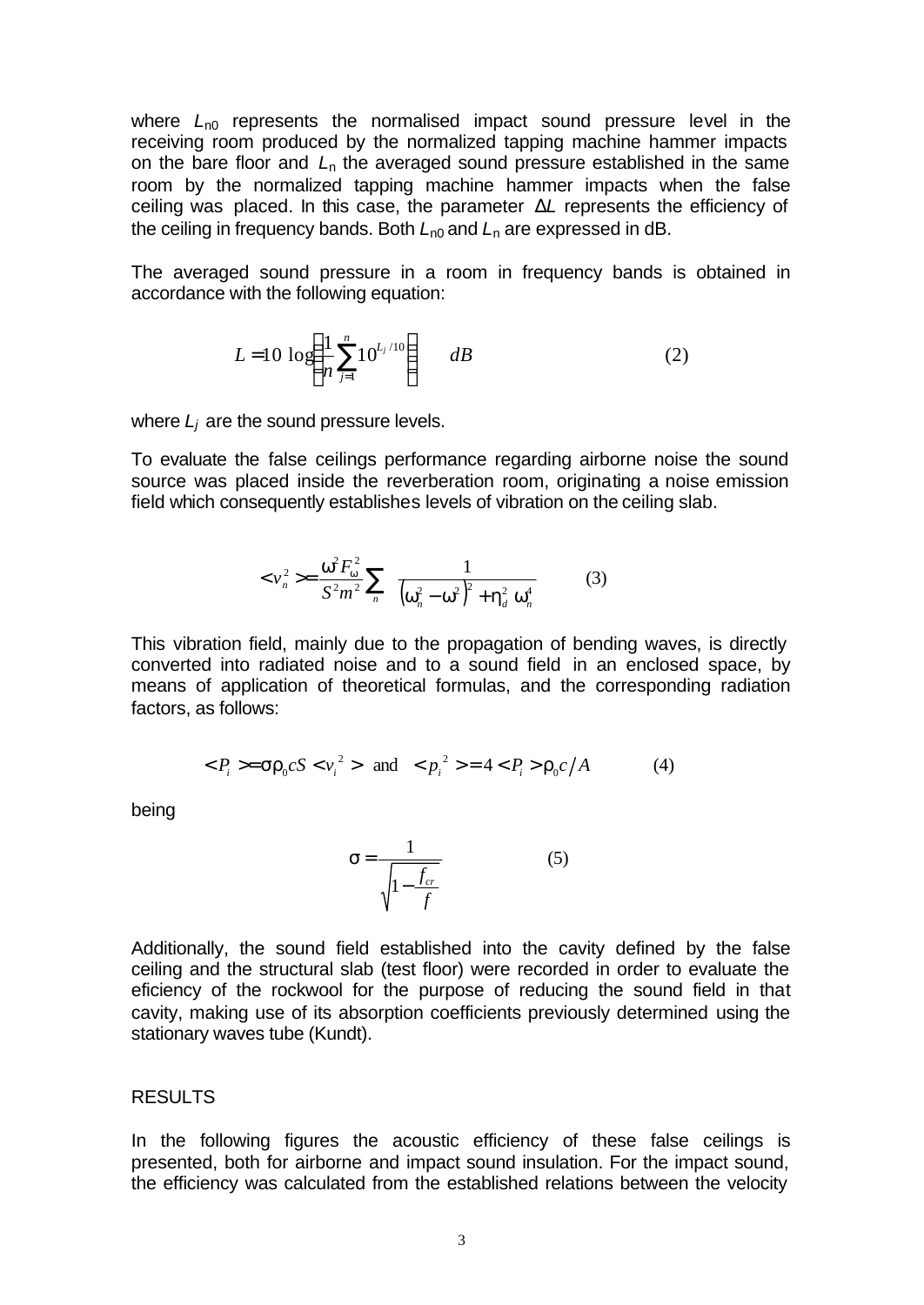where $L_{n0}$ represents the normalised impact sound pressure level in the receiving room produced by the normalized tapping machine hammer impacts on the bare floor and $L_n$ the averaged sound pressure established in the same room by the normalized tapping machine hammer impacts when the false ceiling was placed. In this case, the parameter $\Delta L$ represents the efficiency of the ceiling in frequency bands. Both $L_{n0}$ and $L_n$ are expressed in dB.

The averaged sound pressure in a room in frequency bands is obtained in accordance with the following equation:

$$L = 10\,\log\left(\frac{1}{n}\sum_{j=1}^{n} 10^{L_j/10}\right) \quad dB \qquad (2)$$

where $L_j$ are the sound pressure levels.

To evaluate the false ceilings performance regarding airborne noise the sound source was placed inside the reverberation room, originating a noise emission field which consequently establishes levels of vibration on the ceiling slab.

$$< v_n^2 > = \frac{\omega^2 F_\omega^2}{S^2 m^2} \sum_n \frac{1}{\left(\omega_n^2 - \omega^2\right)^2 + \eta_d^2\,\omega_n^4} \qquad (3)$$

This vibration field, mainly due to the propagation of bending waves, is directly converted into radiated noise and to a sound field in an enclosed space, by means of application of theoretical formulas, and the corresponding radiation factors, as follows:

$$< P_i > = \sigma \rho_0 c S < v_i^2 > \text{ and } < p_i^2 > = 4 < P_i > \rho_0 c / A \qquad (4)$$

being

$$\sigma = \frac{1}{\sqrt{1 - \frac{f_{cr}}{f}}} \qquad (5)$$

Additionally, the sound field established into the cavity defined by the false ceiling and the structural slab (test floor) were recorded in order to evaluate the eficiency of the rockwool for the purpose of reducing the sound field in that cavity, making use of its absorption coefficients previously determined using the stationary waves tube (Kundt).

## RESULTS

In the following figures the acoustic efficiency of these false ceilings is presented, both for airborne and impact sound insulation. For the impact sound, the efficiency was calculated from the established relations between the velocity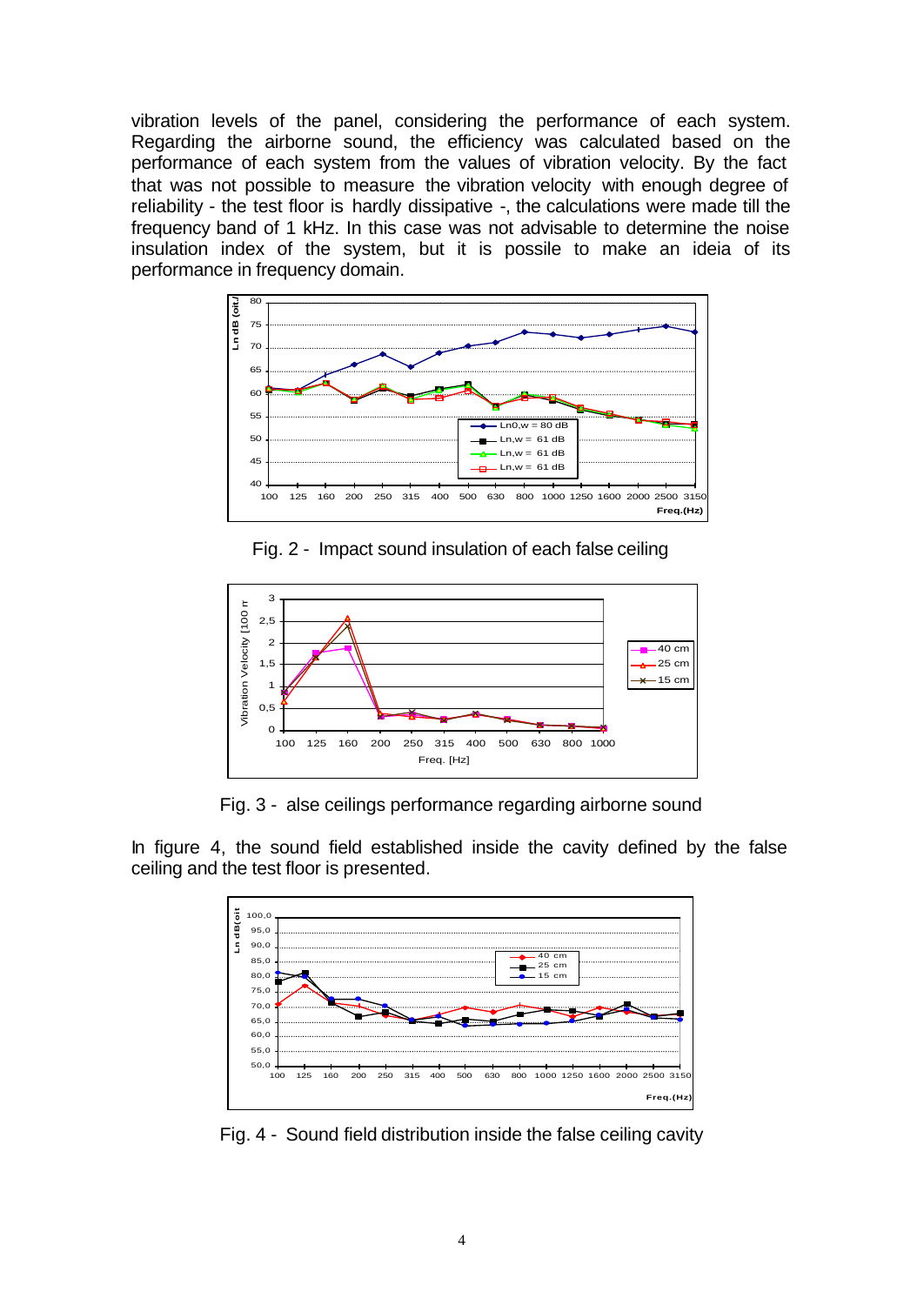vibration levels of the panel, considering the performance of each system. Regarding the airborne sound, the efficiency was calculated based on the performance of each system from the values of vibration velocity. By the fact that was not possible to measure the vibration velocity with enough degree of reliability - the test floor is hardly dissipative -, the calculations were made till the frequency band of 1 kHz. In this case was not advisable to determine the noise insulation index of the system, but it is possile to make an ideia of its performance in frequency domain.

Fig. 2 - Impact sound insulation of each false ceiling

Fig. 3 - alse ceilings performance regarding airborne sound

In figure 4, the sound field established inside the cavity defined by the false ceiling and the test floor is presented.

Fig. 4 - Sound field distribution inside the false ceiling cavity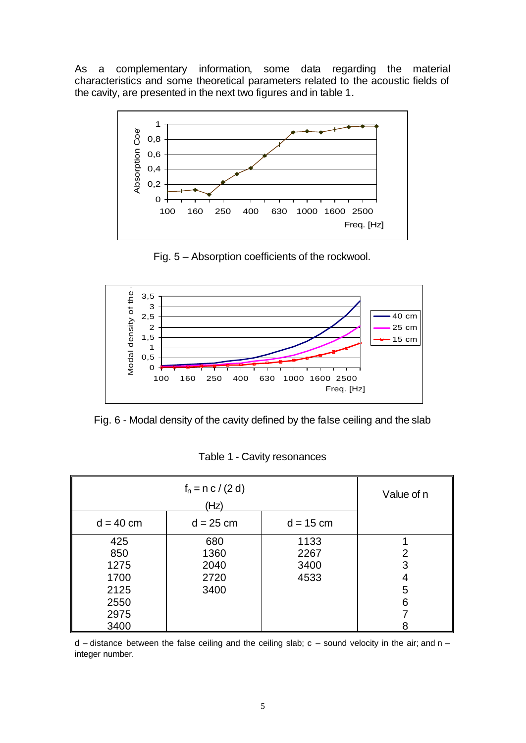As a complementary information, some data regarding the material characteristics and some theoretical parameters related to the acoustic fields of the cavity, are presented in the next two figures and in table 1.

Fig. 5 – Absorption coefficients of the rockwool.

Fig. 6 - Modal density of the cavity defined by the false ceiling and the slab

Table 1 - Cavity resonances

| $f_n = n\,c / (2\,d)$ (Hz) | | | Value of n |
|---|---|---|---|
| d = 40 cm | d = 25 cm | d = 15 cm | |
| 425 | 680 | 1133 | 1 |
| 850 | 1360 | 2267 | 2 |
| 1275 | 2040 | 3400 | 3 |
| 1700 | 2720 | 4533 | 4 |
| 2125 | 3400 | | 5 |
| 2550 | | | 6 |
| 2975 | | | 7 |
| 3400 | | | 8 |

d – distance between the false ceiling and the ceiling slab; c – sound velocity in the air; and n – integer number.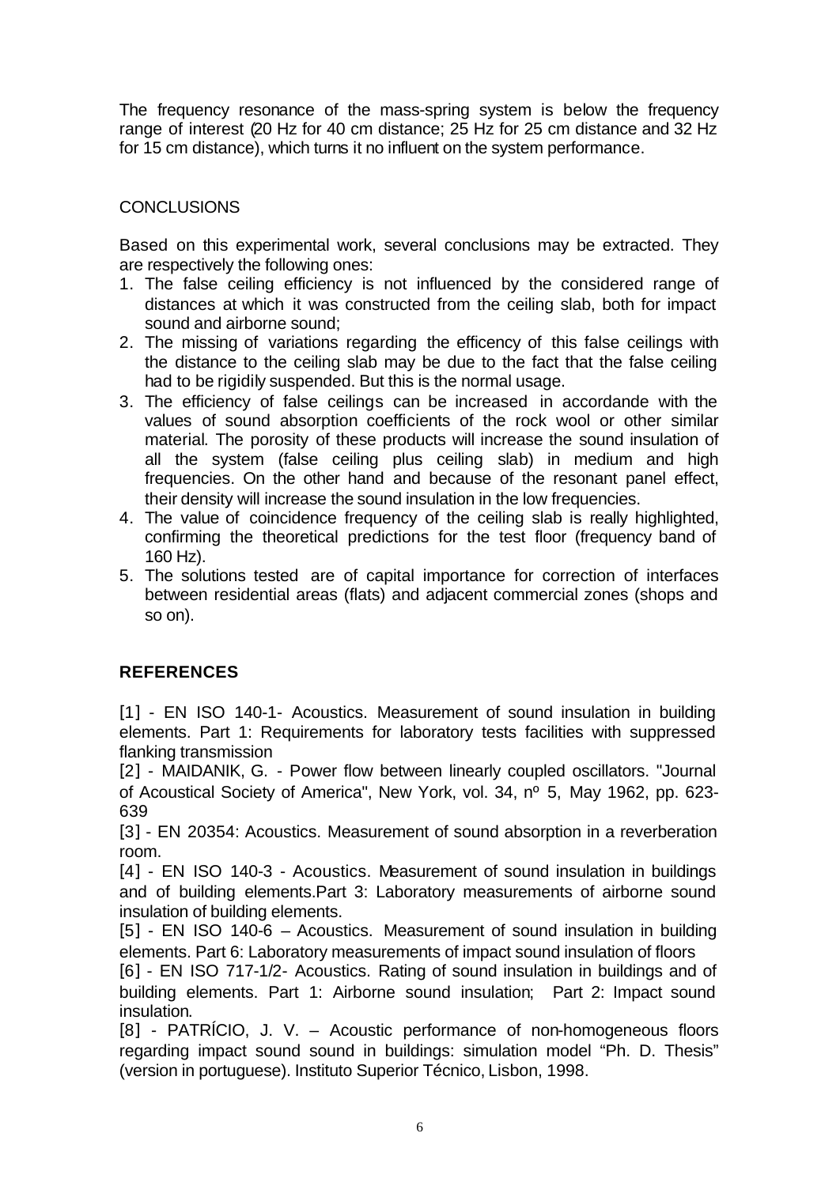The frequency resonance of the mass-spring system is below the frequency range of interest (20 Hz for 40 cm distance; 25 Hz for 25 cm distance and 32 Hz for 15 cm distance), which turns it no influent on the system performance.

CONCLUSIONS

Based on this experimental work, several conclusions may be extracted. They are respectively the following ones:

1. The false ceiling efficiency is not influenced by the considered range of distances at which it was constructed from the ceiling slab, both for impact sound and airborne sound;
2. The missing of variations regarding the efficency of this false ceilings with the distance to the ceiling slab may be due to the fact that the false ceiling had to be rigidily suspended. But this is the normal usage.
3. The efficiency of false ceilings can be increased in accordande with the values of sound absorption coefficients of the rock wool or other similar material. The porosity of these products will increase the sound insulation of all the system (false ceiling plus ceiling slab) in medium and high frequencies. On the other hand and because of the resonant panel effect, their density will increase the sound insulation in the low frequencies.
4. The value of coincidence frequency of the ceiling slab is really highlighted, confirming the theoretical predictions for the test floor (frequency band of 160 Hz).
5. The solutions tested are of capital importance for correction of interfaces between residential areas (flats) and adjacent commercial zones (shops and so on).

## REFERENCES

[1] - EN ISO 140-1- Acoustics. Measurement of sound insulation in building elements. Part 1: Requirements for laboratory tests facilities with suppressed flanking transmission

[2] - MAIDANIK, G. - Power flow between linearly coupled oscillators. "Journal of Acoustical Society of America", New York, vol. 34, nº 5, May 1962, pp. 623-639

[3] - EN 20354: Acoustics. Measurement of sound absorption in a reverberation room.

[4] - EN ISO 140-3 - Acoustics. Measurement of sound insulation in buildings and of building elements.Part 3: Laboratory measurements of airborne sound insulation of building elements.

[5] - EN ISO 140-6 – Acoustics. Measurement of sound insulation in building elements. Part 6: Laboratory measurements of impact sound insulation of floors

[6] - EN ISO 717-1/2- Acoustics. Rating of sound insulation in buildings and of building elements. Part 1: Airborne sound insulation; Part 2: Impact sound insulation.

[8] - PATRÍCIO, J. V. – Acoustic performance of non-homogeneous floors regarding impact sound sound in buildings: simulation model "Ph. D. Thesis" (version in portuguese). Instituto Superior Técnico, Lisbon, 1998.